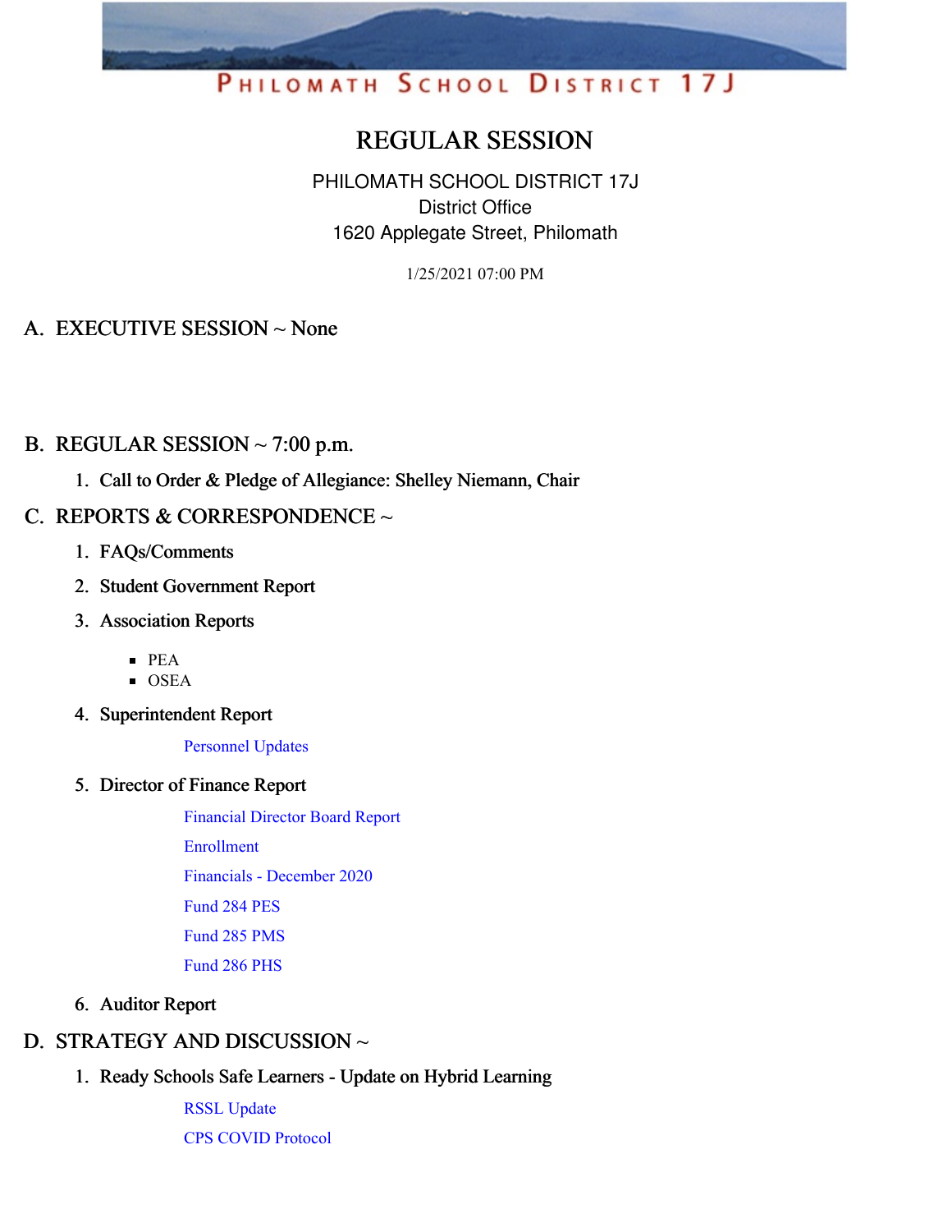PHILOMATH SCHOOL DISTRICT 17J

# REGULAR SESSION

PHILOMATH SCHOOL DISTRICT 17J
District Office
1620 Applegate Street, Philomath

1/25/2021 07:00 PM

## A. EXECUTIVE SESSION ~ None

## B. REGULAR SESSION ~ 7:00 p.m.

1. Call to Order & Pledge of Allegiance: Shelley Niemann, Chair

## C. REPORTS & CORRESPONDENCE ~

1. FAQs/Comments
2. Student Government Report
3. Association Reports
   - PEA
   - OSEA
4. Superintendent Report

   Personnel Updates

5. Director of Finance Report

   Financial Director Board Report

   Enrollment

   Financials - December 2020

   Fund 284 PES

   Fund 285 PMS

   Fund 286 PHS

6. Auditor Report

## D. STRATEGY AND DISCUSSION ~

1. Ready Schools Safe Learners - Update on Hybrid Learning

   RSSL Update

   CPS COVID Protocol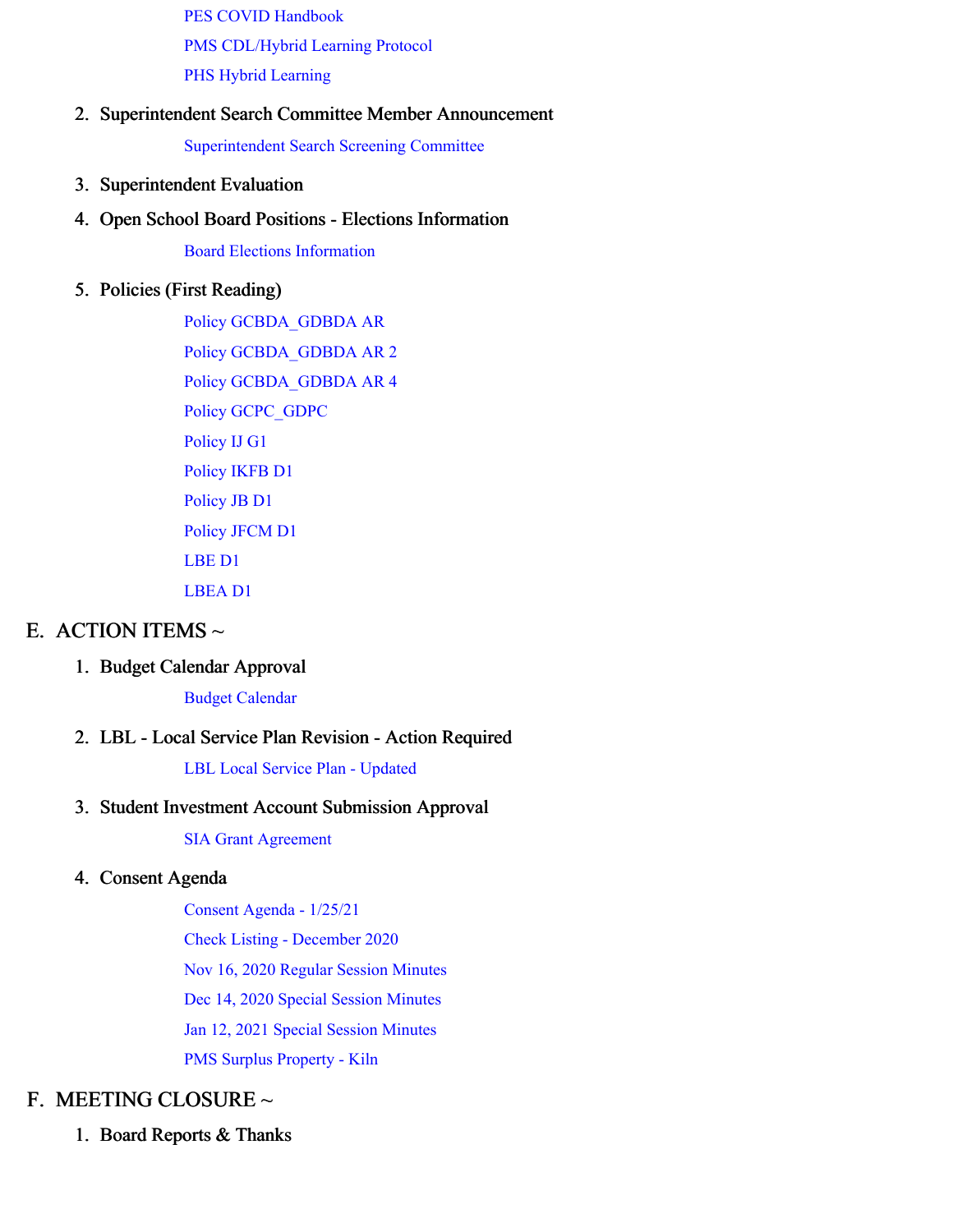- PES COVID Handbook
- PMS CDL/Hybrid Learning Protocol
- PHS Hybrid Learning

2. Superintendent Search Committee Member Announcement
   - Superintendent Search Screening Committee
3. Superintendent Evaluation
4. Open School Board Positions - Elections Information
   - Board Elections Information
5. Policies (First Reading)
   - Policy GCBDA_GDBDA AR
   - Policy GCBDA_GDBDA AR 2
   - Policy GCBDA_GDBDA AR 4
   - Policy GCPC_GDPC
   - Policy IJ G1
   - Policy IKFB D1
   - Policy JB D1
   - Policy JFCM D1
   - LBE D1
   - LBEA D1

## E. ACTION ITEMS ~

1. Budget Calendar Approval
   - Budget Calendar
2. LBL - Local Service Plan Revision - Action Required
   - LBL Local Service Plan - Updated
3. Student Investment Account Submission Approval
   - SIA Grant Agreement
4. Consent Agenda
   - Consent Agenda - 1/25/21
   - Check Listing - December 2020
   - Nov 16, 2020 Regular Session Minutes
   - Dec 14, 2020 Special Session Minutes
   - Jan 12, 2021 Special Session Minutes
   - PMS Surplus Property - Kiln

## F. MEETING CLOSURE ~

1. Board Reports & Thanks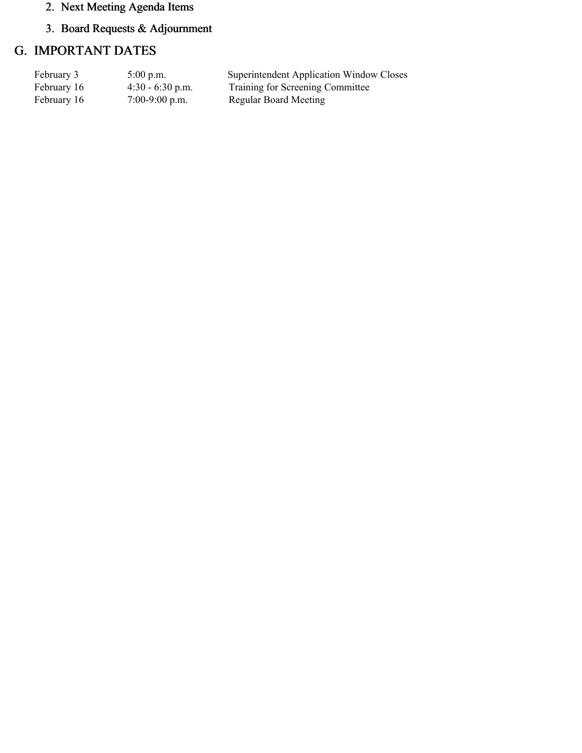2. Next Meeting Agenda Items

3. Board Requests & Adjournment

## G. IMPORTANT DATES

| | | |
|---|---|---|
| February 3 | 5:00 p.m. | Superintendent Application Window Closes |
| February 16 | 4:30 - 6:30 p.m. | Training for Screening Committee |
| February 16 | 7:00-9:00 p.m. | Regular Board Meeting |